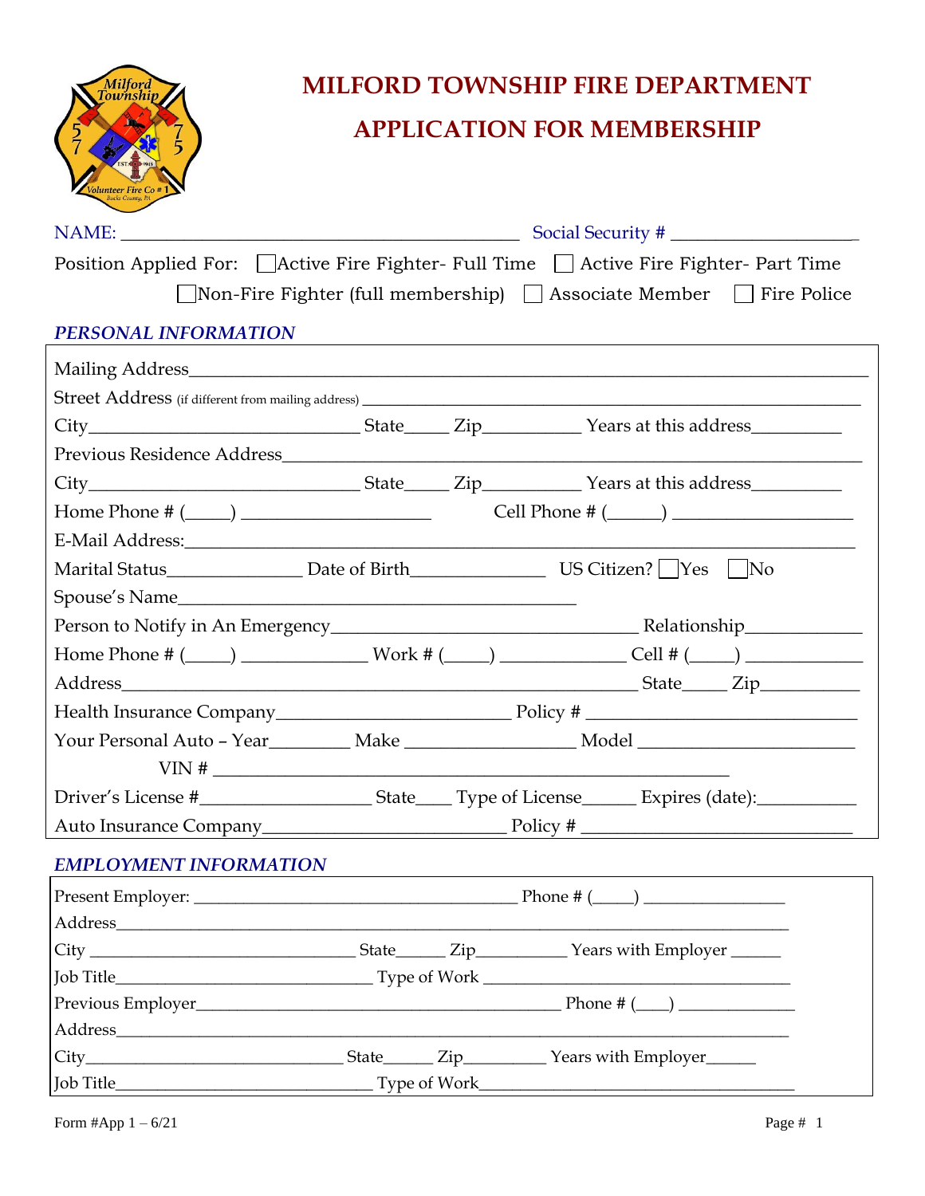# MILFORD TOWNSHIP FIRE DEPARTMENT

# APPLICATION FOR MEMBERSHIP

NAME: ___________________________________________ Social Security # ____________________

Position Applied For: ☐ Active Fire Fighter- Full Time ☐ Active Fire Fighter- Part Time ☐ Non-Fire Fighter (full membership) ☐ Associate Member ☐ Fire Police

## *PERSONAL INFORMATION*

Mailing Address___________________________________________________________________________

Street Address (if different from mailing address) ___________________________________________________

City______________________________ State_____ Zip__________ Years at this address_________

Previous Residence Address_____________________________________________________________

City______________________________ State_____ Zip__________ Years at this address_________

Home Phone # (_____) ____________________ Cell Phone # (______) ___________________

E-Mail Address:___________________________________________________________________

Marital Status______________ Date of Birth______________ US Citizen? ☐ Yes ☐ No

Spouse's Name___________________________________________

Person to Notify in An Emergency__________________________________ Relationship____________

Home Phone # (_____) _____________ Work # (_____) _____________ Cell # (_____) ____________

Address________________________________________________________ State_____ Zip__________

Health Insurance Company________________________ Policy # ___________________________

Your Personal Auto – Year________ Make _________________ Model ______________________

VIN # _______________________________________________________

Driver's License #_________________ State____ Type of License______ Expires (date):__________

Auto Insurance Company_________________________ Policy # ____________________________

## *EMPLOYMENT INFORMATION*

Present Employer: ____________________________________ Phone # (_____) _______________

Address_______________________________________________________________________

City ______________________________ State______ Zip__________ Years with Employer ______

Job Title_____________________________ Type of Work __________________________________

Previous Employer_______________________________________ Phone # (____) ______________

Address_______________________________________________________________________

City_____________________________ State______ Zip_________ Years with Employer______

Job Title_____________________________ Type of Work___________________________________

Form #App 1 – 6/21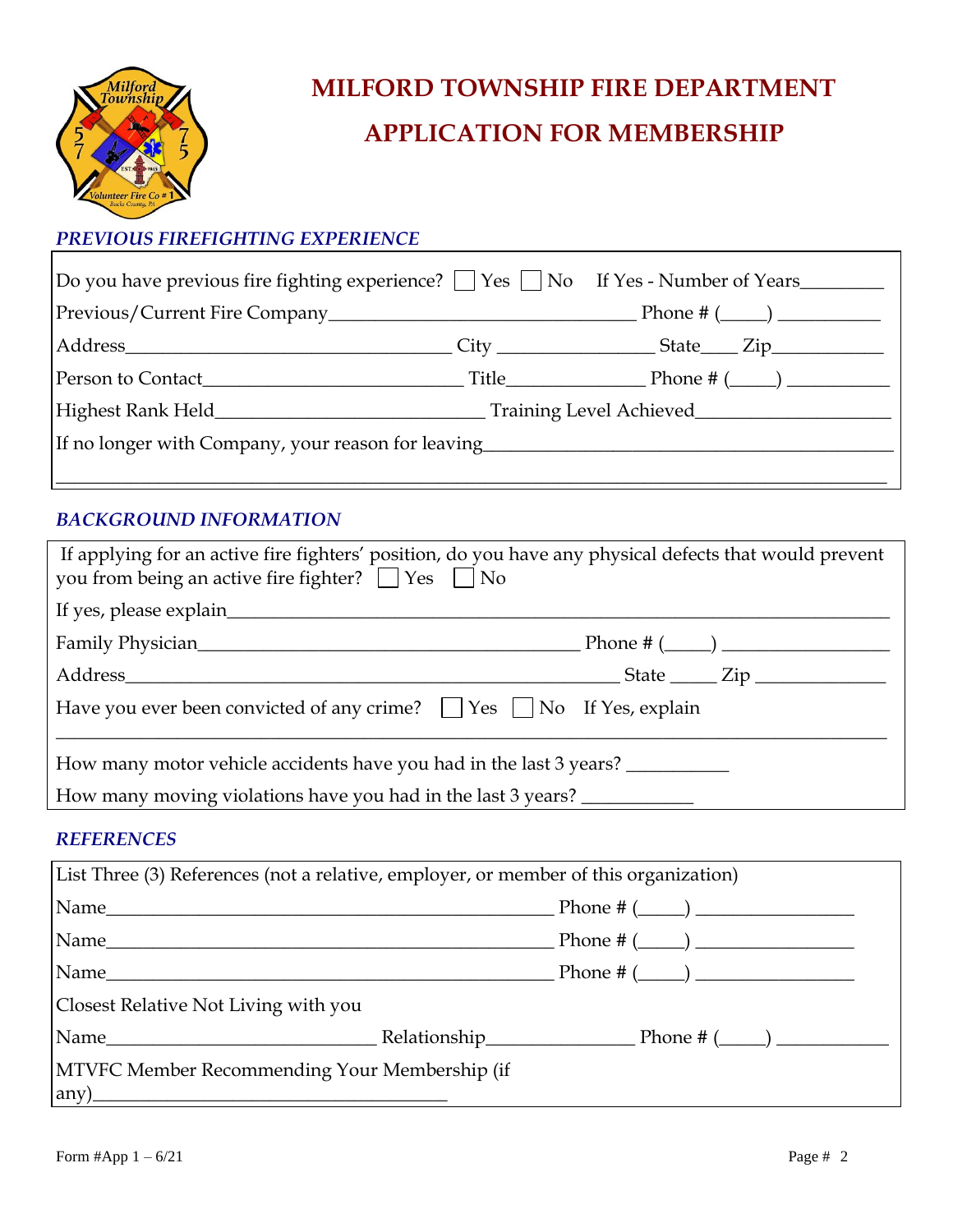# MILFORD TOWNSHIP FIRE DEPARTMENT

## APPLICATION FOR MEMBERSHIP

### *PREVIOUS FIREFIGHTING EXPERIENCE*

Do you have previous fire fighting experience? ☐ Yes ☐ No If Yes - Number of Years________

Previous/Current Fire Company_______________________________ Phone # (____) __________

Address________________________________ City ________________ State____ Zip___________

Person to Contact__________________________ Title______________ Phone # (____) __________

Highest Rank Held___________________________ Training Level Achieved___________________

If no longer with Company, your reason for leaving_________________________________________

_____________________________________________________________________________________

### *BACKGROUND INFORMATION*

If applying for an active fire fighters' position, do you have any physical defects that would prevent you from being an active fire fighter? ☐ Yes ☐ No

If yes, please explain_______________________________________________________________

Family Physician______________________________________ Phone # (____) ________________

Address_____________________________________________________ State _____ Zip _____________

Have you ever been convicted of any crime? ☐ Yes ☐ No If Yes, explain

_____________________________________________________________________________________

How many motor vehicle accidents have you had in the last 3 years? __________

How many moving violations have you had in the last 3 years? ___________

### *REFERENCES*

List Three (3) References (not a relative, employer, or member of this organization)

Name_______________________________________________ Phone # (____) ________________

Name_______________________________________________ Phone # (____) ________________

Name_______________________________________________ Phone # (____) ________________

Closest Relative Not Living with you

Name___________________________ Relationship_______________ Phone # (____) ___________

MTVFC Member Recommending Your Membership (if any)____________________________________

Form #App 1 – 6/21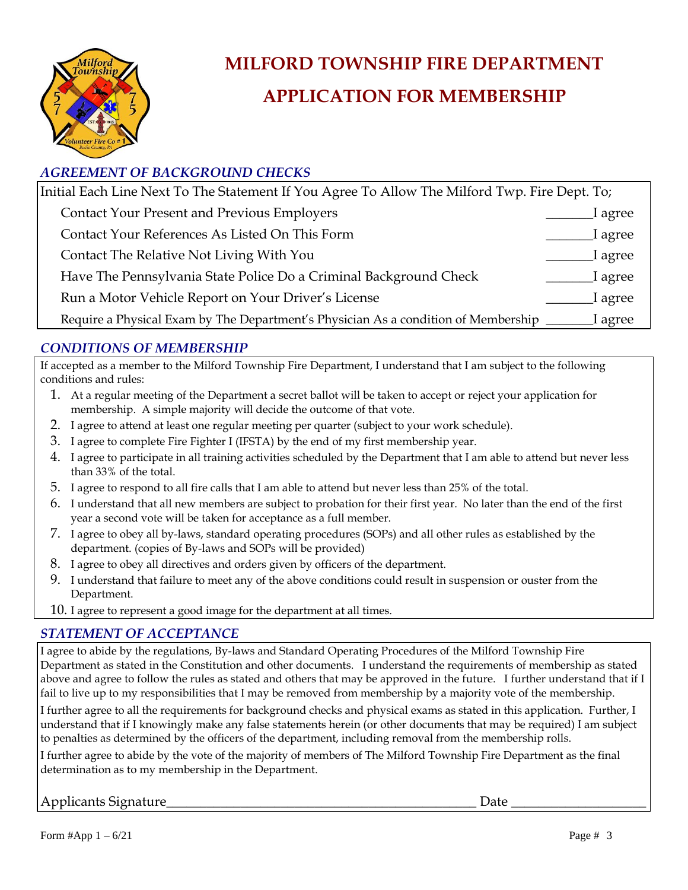# MILFORD TOWNSHIP FIRE DEPARTMENT

# APPLICATION FOR MEMBERSHIP

## *AGREEMENT OF BACKGROUND CHECKS*

Initial Each Line Next To The Statement If You Agree To Allow The Milford Twp. Fire Dept. To;

| | |
|---|---|
| Contact Your Present and Previous Employers | _______I agree |
| Contact Your References As Listed On This Form | _______I agree |
| Contact The Relative Not Living With You | _______I agree |
| Have The Pennsylvania State Police Do a Criminal Background Check | _______I agree |
| Run a Motor Vehicle Report on Your Driver's License | _______I agree |
| Require a Physical Exam by The Department's Physician As a condition of Membership | _______I agree |

## *CONDITIONS OF MEMBERSHIP*

If accepted as a member to the Milford Township Fire Department, I understand that I am subject to the following conditions and rules:

1. At a regular meeting of the Department a secret ballot will be taken to accept or reject your application for membership. A simple majority will decide the outcome of that vote.
2. I agree to attend at least one regular meeting per quarter (subject to your work schedule).
3. I agree to complete Fire Fighter I (IFSTA) by the end of my first membership year.
4. I agree to participate in all training activities scheduled by the Department that I am able to attend but never less than 33% of the total.
5. I agree to respond to all fire calls that I am able to attend but never less than 25% of the total.
6. I understand that all new members are subject to probation for their first year. No later than the end of the first year a second vote will be taken for acceptance as a full member.
7. I agree to obey all by-laws, standard operating procedures (SOPs) and all other rules as established by the department. (copies of By-laws and SOPs will be provided)
8. I agree to obey all directives and orders given by officers of the department.
9. I understand that failure to meet any of the above conditions could result in suspension or ouster from the Department.
10. I agree to represent a good image for the department at all times.

## *STATEMENT OF ACCEPTANCE*

I agree to abide by the regulations, By-laws and Standard Operating Procedures of the Milford Township Fire Department as stated in the Constitution and other documents. I understand the requirements of membership as stated above and agree to follow the rules as stated and others that may be approved in the future. I further understand that if I fail to live up to my responsibilities that I may be removed from membership by a majority vote of the membership.

I further agree to all the requirements for background checks and physical exams as stated in this application. Further, I understand that if I knowingly make any false statements herein (or other documents that may be required) I am subject to penalties as determined by the officers of the department, including removal from the membership rolls.

I further agree to abide by the vote of the majority of members of The Milford Township Fire Department as the final determination as to my membership in the Department.

Applicants Signature_______________________________________________ Date ____________________

Form #App 1 – 6/21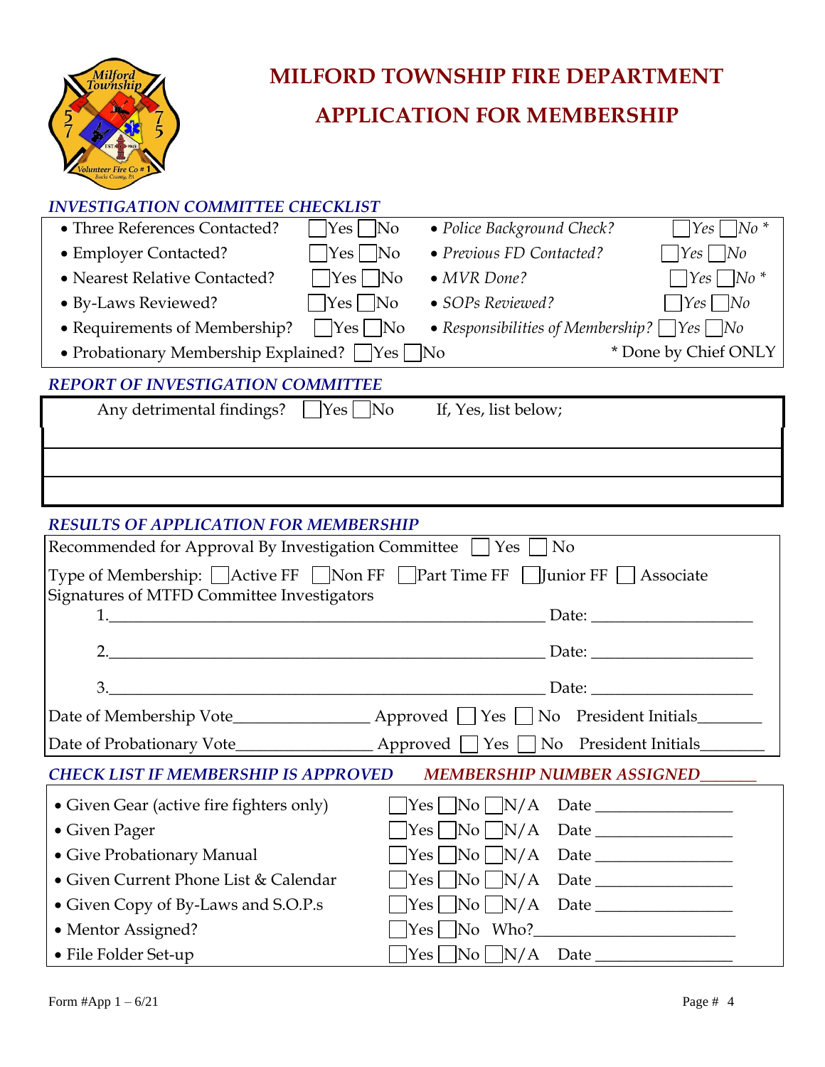# MILFORD TOWNSHIP FIRE DEPARTMENT

# APPLICATION FOR MEMBERSHIP

### *INVESTIGATION COMMITTEE CHECKLIST*

| | | | |
|---|---|---|---|
| • Three References Contacted? | ☐Yes ☐No | • *Police Background Check?* | ☐*Yes* ☐*No \** |
| • Employer Contacted? | ☐Yes ☐No | • *Previous FD Contacted?* | ☐*Yes* ☐*No* |
| • Nearest Relative Contacted? | ☐Yes ☐No | • *MVR Done?* | ☐*Yes* ☐*No \** |
| • By-Laws Reviewed? | ☐Yes ☐No | • *SOPs Reviewed?* | ☐*Yes* ☐*No* |
| • Requirements of Membership? | ☐Yes ☐No | • *Responsibilities of Membership?* | ☐*Yes* ☐*No* |
| • Probationary Membership Explained? | ☐Yes ☐No | | \* Done by Chief ONLY |

### *REPORT OF INVESTIGATION COMMITTEE*

Any detrimental findings? ☐Yes ☐No If, Yes, list below;

_______________________________________________

_______________________________________________

_______________________________________________

### *RESULTS OF APPLICATION FOR MEMBERSHIP*

Recommended for Approval By Investigation Committee ☐ Yes ☐ No

Type of Membership: ☐Active FF ☐Non FF ☐Part Time FF ☐Junior FF ☐ Associate

Signatures of MTFD Committee Investigators

1._______________________________________________ Date: ________________

2._______________________________________________ Date: ________________

3._______________________________________________ Date: ________________

Date of Membership Vote_______________ Approved ☐ Yes ☐ No President Initials_______

Date of Probationary Vote_______________ Approved ☐ Yes ☐ No President Initials_______

### *CHECK LIST IF MEMBERSHIP IS APPROVED* *MEMBERSHIP NUMBER ASSIGNED______*

| | | |
|---|---|---|
| • Given Gear (active fire fighters only) | ☐Yes ☐No ☐N/A | Date _______________ |
| • Given Pager | ☐Yes ☐No ☐N/A | Date _______________ |
| • Give Probationary Manual | ☐Yes ☐No ☐N/A | Date _______________ |
| • Given Current Phone List & Calendar | ☐Yes ☐No ☐N/A | Date _______________ |
| • Given Copy of By-Laws and S.O.P.s | ☐Yes ☐No ☐N/A | Date _______________ |
| • Mentor Assigned? | ☐Yes ☐No | Who?_______________ |
| • File Folder Set-up | ☐Yes ☐No ☐N/A | Date _______________ |

Form #App 1 – 6/21